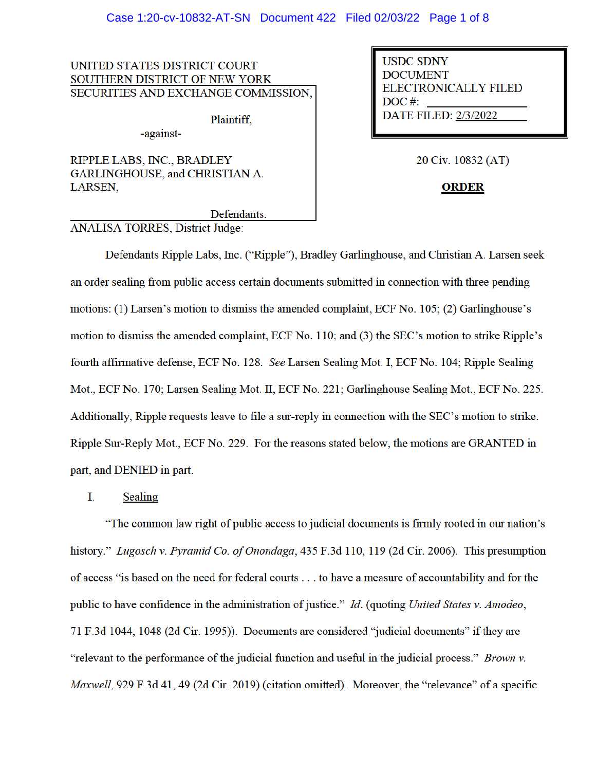UNITED STATES DISTRICT COURT
SOUTHERN DISTRICT OF NEW YORK

SECURITIES AND EXCHANGE COMMISSION,

Plaintiff,

-against-

RIPPLE LABS, INC., BRADLEY GARLINGHOUSE, and CHRISTIAN A. LARSEN,

Defendants.

USDC SDNY
DOCUMENT
ELECTRONICALLY FILED
DOC #:
DATE FILED: 2/3/2022

20 Civ. 10832 (AT)

**ORDER**

ANALISA TORRES, District Judge:

Defendants Ripple Labs, Inc. ("Ripple"), Bradley Garlinghouse, and Christian A. Larsen seek an order sealing from public access certain documents submitted in connection with three pending motions: (1) Larsen's motion to dismiss the amended complaint, ECF No. 105; (2) Garlinghouse's motion to dismiss the amended complaint, ECF No. 110; and (3) the SEC's motion to strike Ripple's fourth affirmative defense, ECF No. 128. *See* Larsen Sealing Mot. I, ECF No. 104; Ripple Sealing Mot., ECF No. 170; Larsen Sealing Mot. II, ECF No. 221; Garlinghouse Sealing Mot., ECF No. 225. Additionally, Ripple requests leave to file a sur-reply in connection with the SEC's motion to strike. Ripple Sur-Reply Mot., ECF No. 229. For the reasons stated below, the motions are GRANTED in part, and DENIED in part.

I. <u>Sealing</u>

"The common law right of public access to judicial documents is firmly rooted in our nation's history." *Lugosch v. Pyramid Co. of Onondaga*, 435 F.3d 110, 119 (2d Cir. 2006). This presumption of access "is based on the need for federal courts . . . to have a measure of accountability and for the public to have confidence in the administration of justice." *Id.* (quoting *United States v. Amodeo*, 71 F.3d 1044, 1048 (2d Cir. 1995)). Documents are considered "judicial documents" if they are "relevant to the performance of the judicial function and useful in the judicial process." *Brown v. Maxwell*, 929 F.3d 41, 49 (2d Cir. 2019) (citation omitted). Moreover, the "relevance" of a specific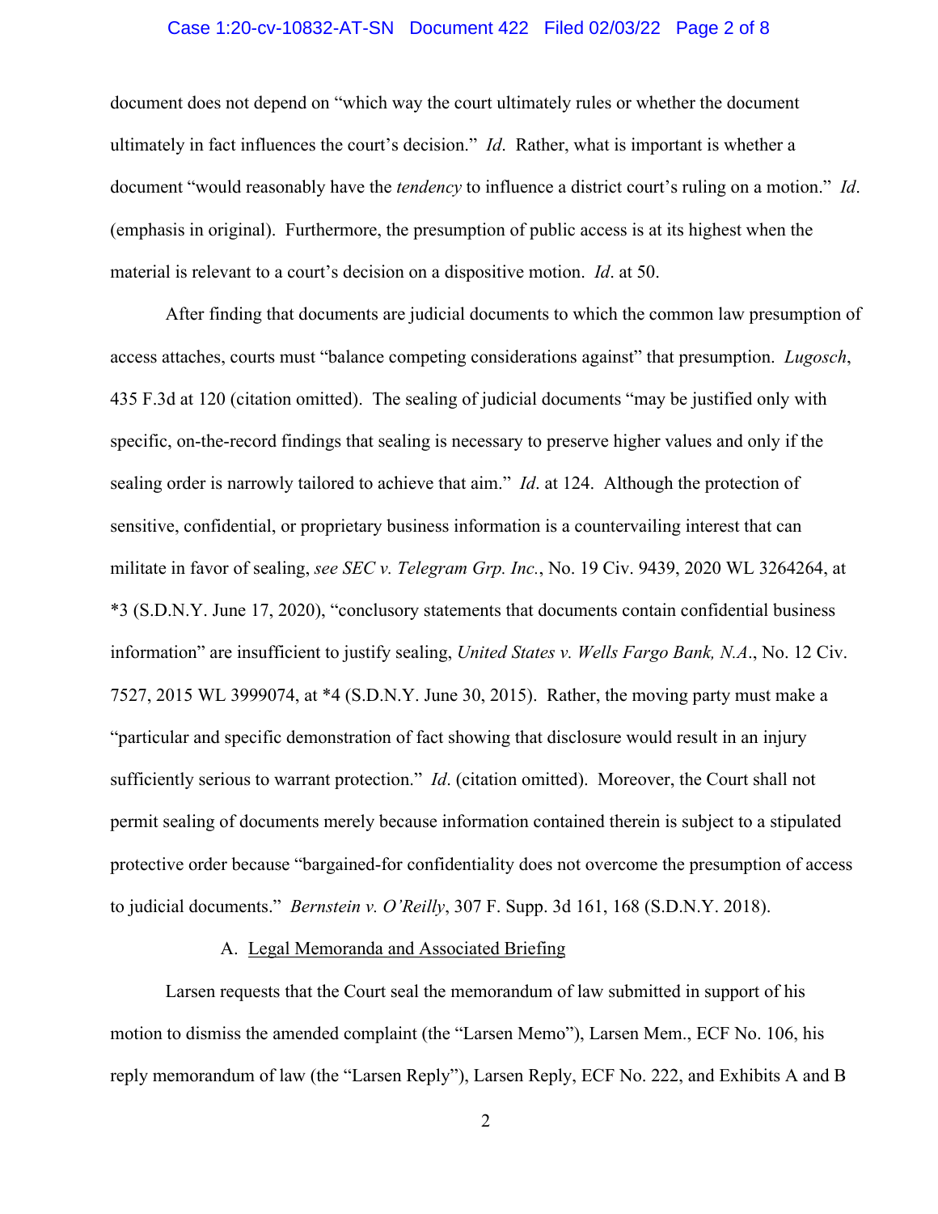document does not depend on "which way the court ultimately rules or whether the document ultimately in fact influences the court's decision." *Id*. Rather, what is important is whether a document "would reasonably have the *tendency* to influence a district court's ruling on a motion." *Id*. (emphasis in original). Furthermore, the presumption of public access is at its highest when the material is relevant to a court's decision on a dispositive motion. *Id*. at 50.

After finding that documents are judicial documents to which the common law presumption of access attaches, courts must "balance competing considerations against" that presumption. *Lugosch*, 435 F.3d at 120 (citation omitted). The sealing of judicial documents "may be justified only with specific, on-the-record findings that sealing is necessary to preserve higher values and only if the sealing order is narrowly tailored to achieve that aim." *Id*. at 124. Although the protection of sensitive, confidential, or proprietary business information is a countervailing interest that can militate in favor of sealing, *see SEC v. Telegram Grp. Inc.*, No. 19 Civ. 9439, 2020 WL 3264264, at *3 (S.D.N.Y. June 17, 2020), "conclusory statements that documents contain confidential business information" are insufficient to justify sealing, *United States v. Wells Fargo Bank, N.A.*, No. 12 Civ. 7527, 2015 WL 3999074, at *4 (S.D.N.Y. June 30, 2015). Rather, the moving party must make a "particular and specific demonstration of fact showing that disclosure would result in an injury sufficiently serious to warrant protection." *Id*. (citation omitted). Moreover, the Court shall not permit sealing of documents merely because information contained therein is subject to a stipulated protective order because "bargained-for confidentiality does not overcome the presumption of access to judicial documents." *Bernstein v. O'Reilly*, 307 F. Supp. 3d 161, 168 (S.D.N.Y. 2018).

### A. Legal Memoranda and Associated Briefing

Larsen requests that the Court seal the memorandum of law submitted in support of his motion to dismiss the amended complaint (the "Larsen Memo"), Larsen Mem., ECF No. 106, his reply memorandum of law (the "Larsen Reply"), Larsen Reply, ECF No. 222, and Exhibits A and B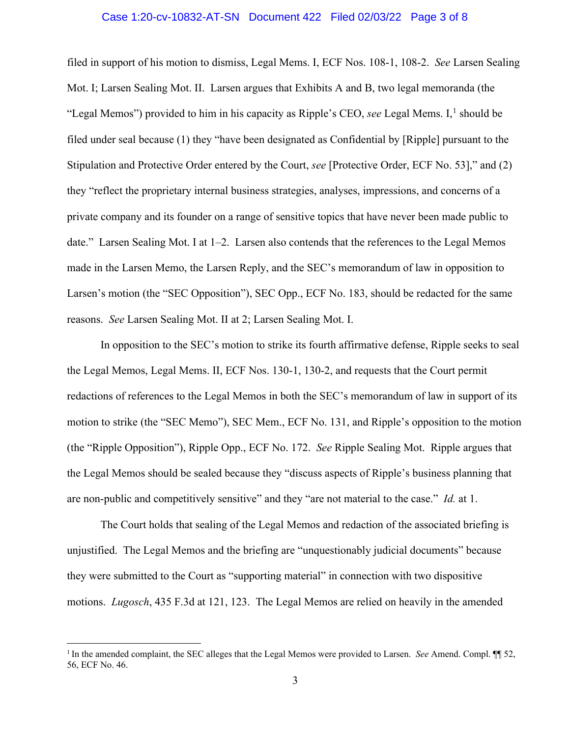filed in support of his motion to dismiss, Legal Mems. I, ECF Nos. 108-1, 108-2. *See* Larsen Sealing Mot. I; Larsen Sealing Mot. II. Larsen argues that Exhibits A and B, two legal memoranda (the "Legal Memos") provided to him in his capacity as Ripple's CEO, *see* Legal Mems. I,[1] should be filed under seal because (1) they "have been designated as Confidential by [Ripple] pursuant to the Stipulation and Protective Order entered by the Court, *see* [Protective Order, ECF No. 53]," and (2) they "reflect the proprietary internal business strategies, analyses, impressions, and concerns of a private company and its founder on a range of sensitive topics that have never been made public to date." Larsen Sealing Mot. I at 1–2. Larsen also contends that the references to the Legal Memos made in the Larsen Memo, the Larsen Reply, and the SEC's memorandum of law in opposition to Larsen's motion (the "SEC Opposition"), SEC Opp., ECF No. 183, should be redacted for the same reasons. *See* Larsen Sealing Mot. II at 2; Larsen Sealing Mot. I.

In opposition to the SEC's motion to strike its fourth affirmative defense, Ripple seeks to seal the Legal Memos, Legal Mems. II, ECF Nos. 130-1, 130-2, and requests that the Court permit redactions of references to the Legal Memos in both the SEC's memorandum of law in support of its motion to strike (the "SEC Memo"), SEC Mem., ECF No. 131, and Ripple's opposition to the motion (the "Ripple Opposition"), Ripple Opp., ECF No. 172. *See* Ripple Sealing Mot. Ripple argues that the Legal Memos should be sealed because they "discuss aspects of Ripple's business planning that are non-public and competitively sensitive" and they "are not material to the case." *Id.* at 1.

The Court holds that sealing of the Legal Memos and redaction of the associated briefing is unjustified. The Legal Memos and the briefing are "unquestionably judicial documents" because they were submitted to the Court as "supporting material" in connection with two dispositive motions. *Lugosch*, 435 F.3d at 121, 123. The Legal Memos are relied on heavily in the amended

[1] In the amended complaint, the SEC alleges that the Legal Memos were provided to Larsen. *See* Amend. Compl. ¶¶ 52, 56, ECF No. 46.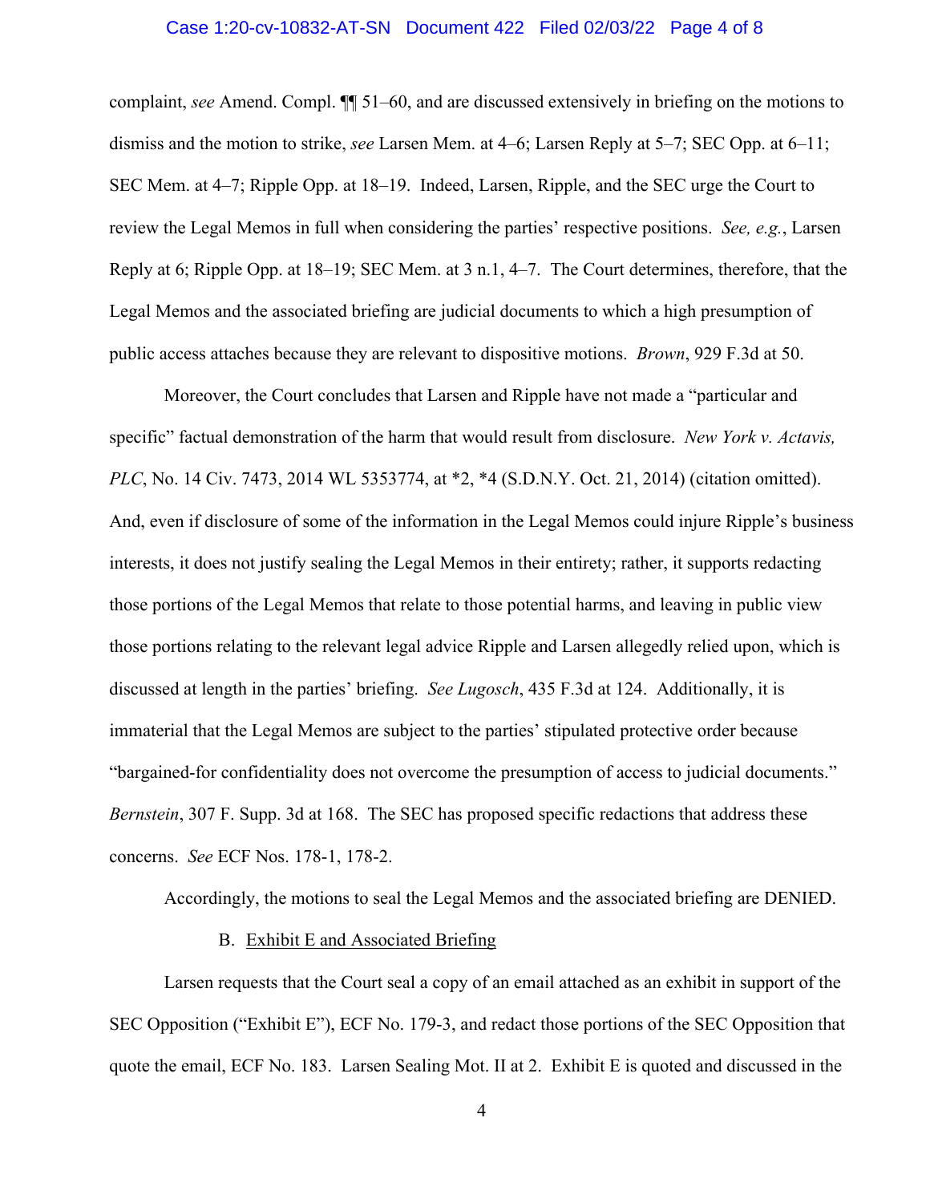complaint, *see* Amend. Compl. ¶¶ 51–60, and are discussed extensively in briefing on the motions to dismiss and the motion to strike, *see* Larsen Mem. at 4–6; Larsen Reply at 5–7; SEC Opp. at 6–11; SEC Mem. at 4–7; Ripple Opp. at 18–19. Indeed, Larsen, Ripple, and the SEC urge the Court to review the Legal Memos in full when considering the parties' respective positions. *See, e.g.*, Larsen Reply at 6; Ripple Opp. at 18–19; SEC Mem. at 3 n.1, 4–7. The Court determines, therefore, that the Legal Memos and the associated briefing are judicial documents to which a high presumption of public access attaches because they are relevant to dispositive motions. *Brown*, 929 F.3d at 50.

Moreover, the Court concludes that Larsen and Ripple have not made a "particular and specific" factual demonstration of the harm that would result from disclosure. *New York v. Actavis, PLC*, No. 14 Civ. 7473, 2014 WL 5353774, at *2, *4 (S.D.N.Y. Oct. 21, 2014) (citation omitted). And, even if disclosure of some of the information in the Legal Memos could injure Ripple's business interests, it does not justify sealing the Legal Memos in their entirety; rather, it supports redacting those portions of the Legal Memos that relate to those potential harms, and leaving in public view those portions relating to the relevant legal advice Ripple and Larsen allegedly relied upon, which is discussed at length in the parties' briefing. *See Lugosch*, 435 F.3d at 124. Additionally, it is immaterial that the Legal Memos are subject to the parties' stipulated protective order because "bargained-for confidentiality does not overcome the presumption of access to judicial documents." *Bernstein*, 307 F. Supp. 3d at 168. The SEC has proposed specific redactions that address these concerns. *See* ECF Nos. 178-1, 178-2.

Accordingly, the motions to seal the Legal Memos and the associated briefing are DENIED.

B. Exhibit E and Associated Briefing

Larsen requests that the Court seal a copy of an email attached as an exhibit in support of the SEC Opposition ("Exhibit E"), ECF No. 179-3, and redact those portions of the SEC Opposition that quote the email, ECF No. 183. Larsen Sealing Mot. II at 2. Exhibit E is quoted and discussed in the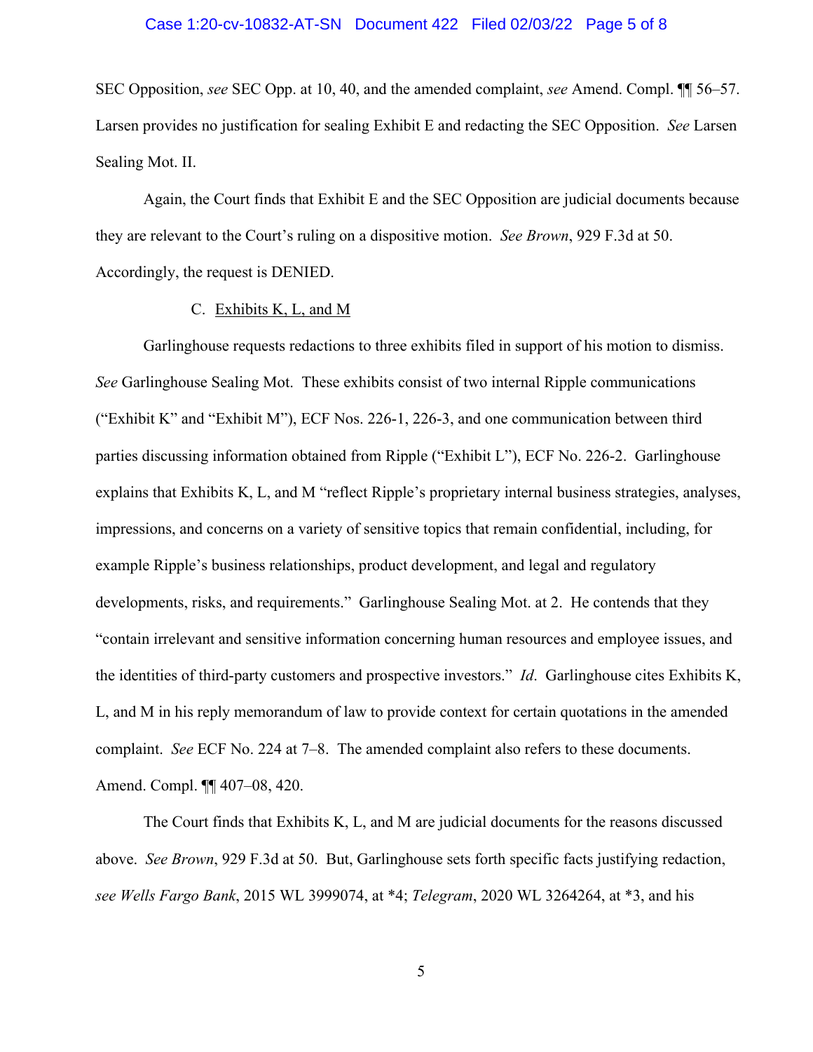SEC Opposition, *see* SEC Opp. at 10, 40, and the amended complaint, *see* Amend. Compl. ¶¶ 56–57. Larsen provides no justification for sealing Exhibit E and redacting the SEC Opposition. *See* Larsen Sealing Mot. II.

Again, the Court finds that Exhibit E and the SEC Opposition are judicial documents because they are relevant to the Court's ruling on a dispositive motion. *See Brown*, 929 F.3d at 50. Accordingly, the request is DENIED.

C. Exhibits K, L, and M

Garlinghouse requests redactions to three exhibits filed in support of his motion to dismiss. *See* Garlinghouse Sealing Mot. These exhibits consist of two internal Ripple communications ("Exhibit K" and "Exhibit M"), ECF Nos. 226-1, 226-3, and one communication between third parties discussing information obtained from Ripple ("Exhibit L"), ECF No. 226-2. Garlinghouse explains that Exhibits K, L, and M "reflect Ripple's proprietary internal business strategies, analyses, impressions, and concerns on a variety of sensitive topics that remain confidential, including, for example Ripple's business relationships, product development, and legal and regulatory developments, risks, and requirements." Garlinghouse Sealing Mot. at 2. He contends that they "contain irrelevant and sensitive information concerning human resources and employee issues, and the identities of third-party customers and prospective investors." *Id*. Garlinghouse cites Exhibits K, L, and M in his reply memorandum of law to provide context for certain quotations in the amended complaint. *See* ECF No. 224 at 7–8. The amended complaint also refers to these documents. Amend. Compl. ¶¶ 407–08, 420.

The Court finds that Exhibits K, L, and M are judicial documents for the reasons discussed above. *See Brown*, 929 F.3d at 50. But, Garlinghouse sets forth specific facts justifying redaction, *see Wells Fargo Bank*, 2015 WL 3999074, at *4; *Telegram*, 2020 WL 3264264, at *3, and his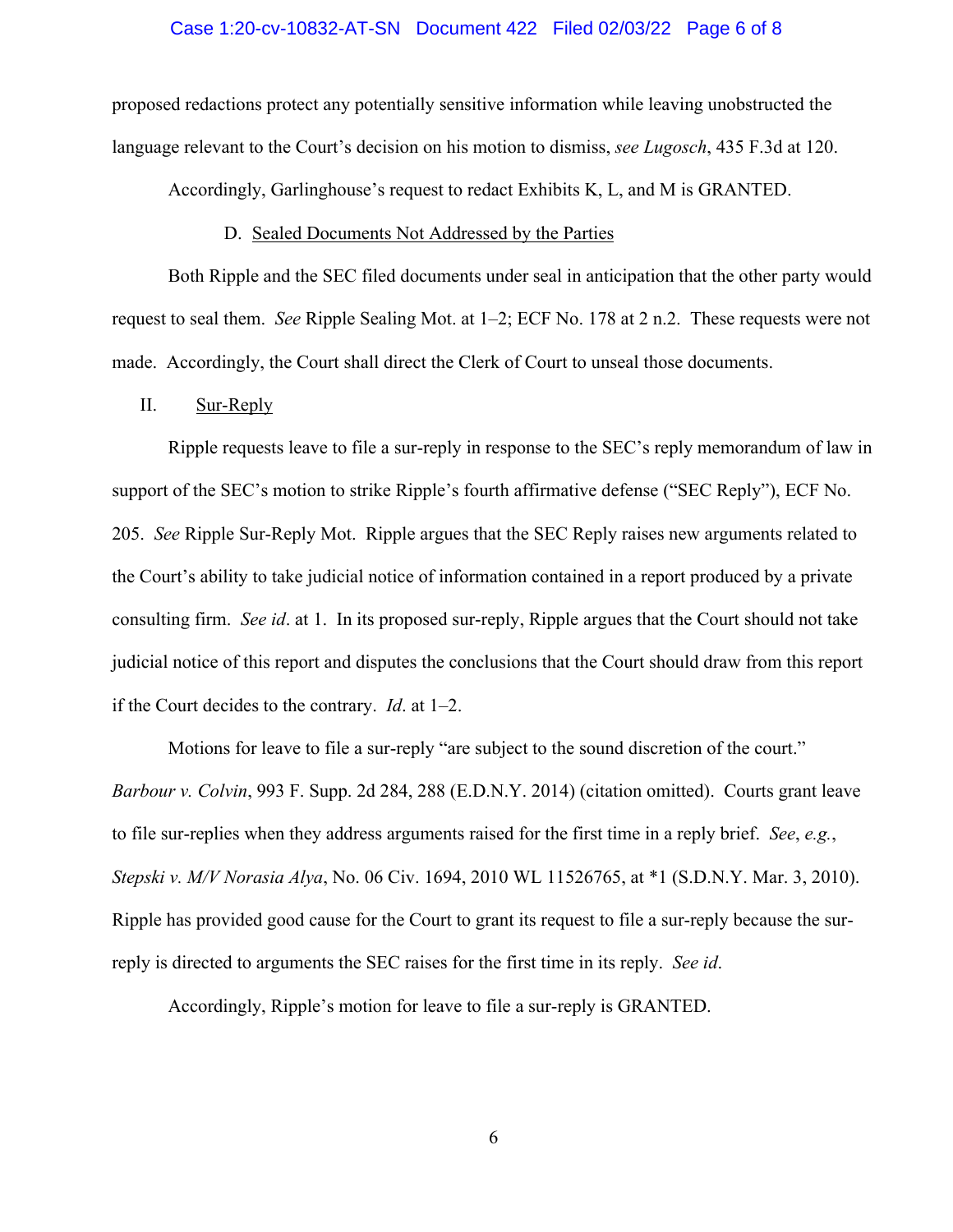proposed redactions protect any potentially sensitive information while leaving unobstructed the language relevant to the Court's decision on his motion to dismiss, *see Lugosch*, 435 F.3d at 120.

Accordingly, Garlinghouse's request to redact Exhibits K, L, and M is GRANTED.

D. Sealed Documents Not Addressed by the Parties

Both Ripple and the SEC filed documents under seal in anticipation that the other party would request to seal them. *See* Ripple Sealing Mot. at 1–2; ECF No. 178 at 2 n.2. These requests were not made. Accordingly, the Court shall direct the Clerk of Court to unseal those documents.

II. Sur-Reply

Ripple requests leave to file a sur-reply in response to the SEC's reply memorandum of law in support of the SEC's motion to strike Ripple's fourth affirmative defense ("SEC Reply"), ECF No. 205. *See* Ripple Sur-Reply Mot. Ripple argues that the SEC Reply raises new arguments related to the Court's ability to take judicial notice of information contained in a report produced by a private consulting firm. *See id*. at 1. In its proposed sur-reply, Ripple argues that the Court should not take judicial notice of this report and disputes the conclusions that the Court should draw from this report if the Court decides to the contrary. *Id*. at 1–2.

Motions for leave to file a sur-reply "are subject to the sound discretion of the court." *Barbour v. Colvin*, 993 F. Supp. 2d 284, 288 (E.D.N.Y. 2014) (citation omitted). Courts grant leave to file sur-replies when they address arguments raised for the first time in a reply brief. *See*, *e.g.*, *Stepski v. M/V Norasia Alya*, No. 06 Civ. 1694, 2010 WL 11526765, at *1 (S.D.N.Y. Mar. 3, 2010). Ripple has provided good cause for the Court to grant its request to file a sur-reply because the sur-reply is directed to arguments the SEC raises for the first time in its reply. *See id*.

Accordingly, Ripple's motion for leave to file a sur-reply is GRANTED.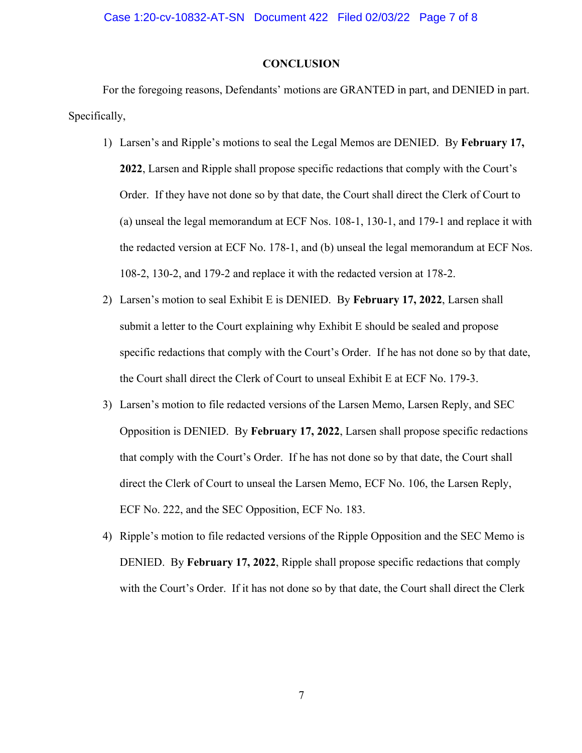## CONCLUSION

For the foregoing reasons, Defendants' motions are GRANTED in part, and DENIED in part. Specifically,

1) Larsen's and Ripple's motions to seal the Legal Memos are DENIED. By **February 17, 2022**, Larsen and Ripple shall propose specific redactions that comply with the Court's Order. If they have not done so by that date, the Court shall direct the Clerk of Court to (a) unseal the legal memorandum at ECF Nos. 108-1, 130-1, and 179-1 and replace it with the redacted version at ECF No. 178-1, and (b) unseal the legal memorandum at ECF Nos. 108-2, 130-2, and 179-2 and replace it with the redacted version at 178-2.

2) Larsen's motion to seal Exhibit E is DENIED. By **February 17, 2022**, Larsen shall submit a letter to the Court explaining why Exhibit E should be sealed and propose specific redactions that comply with the Court's Order. If he has not done so by that date, the Court shall direct the Clerk of Court to unseal Exhibit E at ECF No. 179-3.

3) Larsen's motion to file redacted versions of the Larsen Memo, Larsen Reply, and SEC Opposition is DENIED. By **February 17, 2022**, Larsen shall propose specific redactions that comply with the Court's Order. If he has not done so by that date, the Court shall direct the Clerk of Court to unseal the Larsen Memo, ECF No. 106, the Larsen Reply, ECF No. 222, and the SEC Opposition, ECF No. 183.

4) Ripple's motion to file redacted versions of the Ripple Opposition and the SEC Memo is DENIED. By **February 17, 2022**, Ripple shall propose specific redactions that comply with the Court's Order. If it has not done so by that date, the Court shall direct the Clerk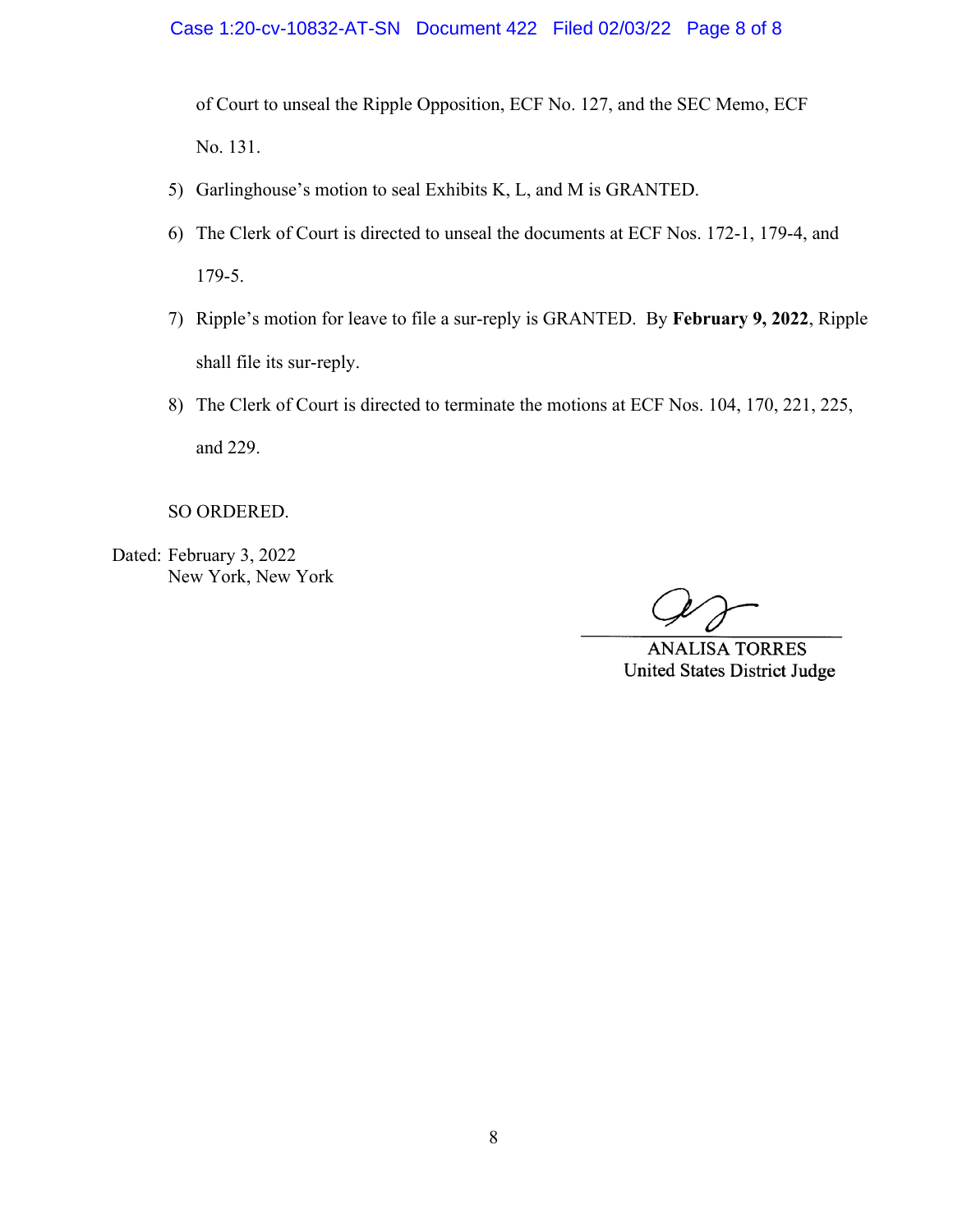of Court to unseal the Ripple Opposition, ECF No. 127, and the SEC Memo, ECF No. 131.

5) Garlinghouse's motion to seal Exhibits K, L, and M is GRANTED.
6) The Clerk of Court is directed to unseal the documents at ECF Nos. 172-1, 179-4, and 179-5.
7) Ripple's motion for leave to file a sur-reply is GRANTED. By **February 9, 2022**, Ripple shall file its sur-reply.
8) The Clerk of Court is directed to terminate the motions at ECF Nos. 104, 170, 221, 225, and 229.

SO ORDERED.

Dated: February 3, 2022
New York, New York

ANALISA TORRES
United States District Judge